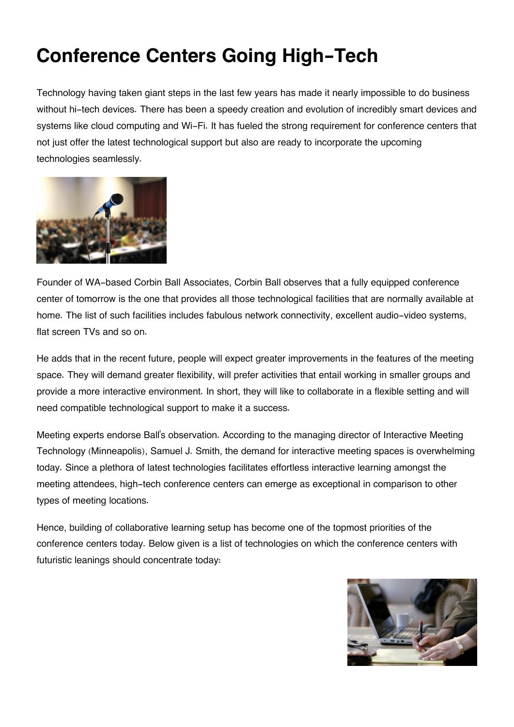# Conference Centers Going High-Tech

Technology having taken giant steps in the last few years has made it nearly impossible to do business without hi-tech devices. There has been a speedy creation and evolution of incredibly smart devices and systems like cloud computing and Wi-Fi. It has fueled the strong requirement for conference centers that not just offer the latest technological support but also are ready to incorporate the upcoming technologies seamlessly.

Founder of WA-based Corbin Ball Associates, Corbin Ball observes that a fully equipped conference center of tomorrow is the one that provides all those technological facilities that are normally available at home. The list of such facilities includes fabulous network connectivity, excellent audio-video systems, flat screen TVs and so on.

He adds that in the recent future, people will expect greater improvements in the features of the meeting space. They will demand greater flexibility, will prefer activities that entail working in smaller groups and provide a more interactive environment. In short, they will like to collaborate in a flexible setting and will need compatible technological support to make it a success.

Meeting experts endorse Ball's observation. According to the managing director of Interactive Meeting Technology (Minneapolis), Samuel J. Smith, the demand for interactive meeting spaces is overwhelming today. Since a plethora of latest technologies facilitates effortless interactive learning amongst the meeting attendees, high-tech conference centers can emerge as exceptional in comparison to other types of meeting locations.

Hence, building of collaborative learning setup has become one of the topmost priorities of the conference centers today. Below given is a list of technologies on which the conference centers with futuristic leanings should concentrate today: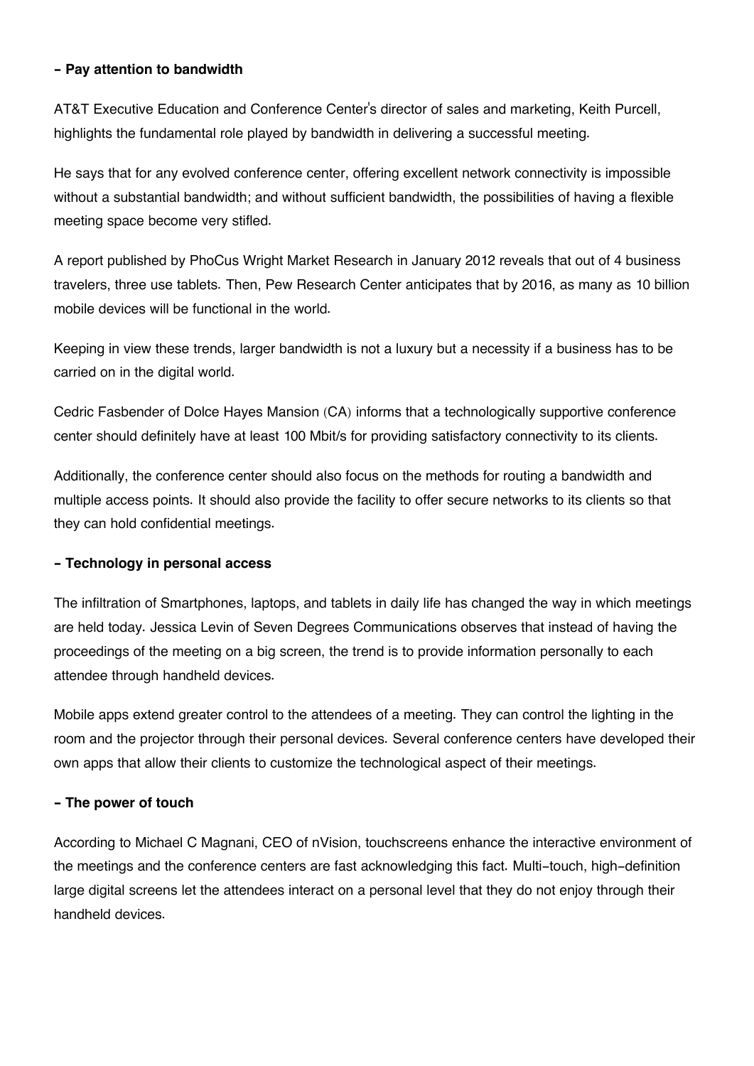**- Pay attention to bandwidth**

AT&T Executive Education and Conference Center's director of sales and marketing, Keith Purcell, highlights the fundamental role played by bandwidth in delivering a successful meeting.

He says that for any evolved conference center, offering excellent network connectivity is impossible without a substantial bandwidth; and without sufficient bandwidth, the possibilities of having a flexible meeting space become very stifled.

A report published by PhoCus Wright Market Research in January 2012 reveals that out of 4 business travelers, three use tablets. Then, Pew Research Center anticipates that by 2016, as many as 10 billion mobile devices will be functional in the world.

Keeping in view these trends, larger bandwidth is not a luxury but a necessity if a business has to be carried on in the digital world.

Cedric Fasbender of Dolce Hayes Mansion (CA) informs that a technologically supportive conference center should definitely have at least 100 Mbit/s for providing satisfactory connectivity to its clients.

Additionally, the conference center should also focus on the methods for routing a bandwidth and multiple access points. It should also provide the facility to offer secure networks to its clients so that they can hold confidential meetings.

**- Technology in personal access**

The infiltration of Smartphones, laptops, and tablets in daily life has changed the way in which meetings are held today. Jessica Levin of Seven Degrees Communications observes that instead of having the proceedings of the meeting on a big screen, the trend is to provide information personally to each attendee through handheld devices.

Mobile apps extend greater control to the attendees of a meeting. They can control the lighting in the room and the projector through their personal devices. Several conference centers have developed their own apps that allow their clients to customize the technological aspect of their meetings.

**- The power of touch**

According to Michael C Magnani, CEO of nVision, touchscreens enhance the interactive environment of the meetings and the conference centers are fast acknowledging this fact. Multi-touch, high-definition large digital screens let the attendees interact on a personal level that they do not enjoy through their handheld devices.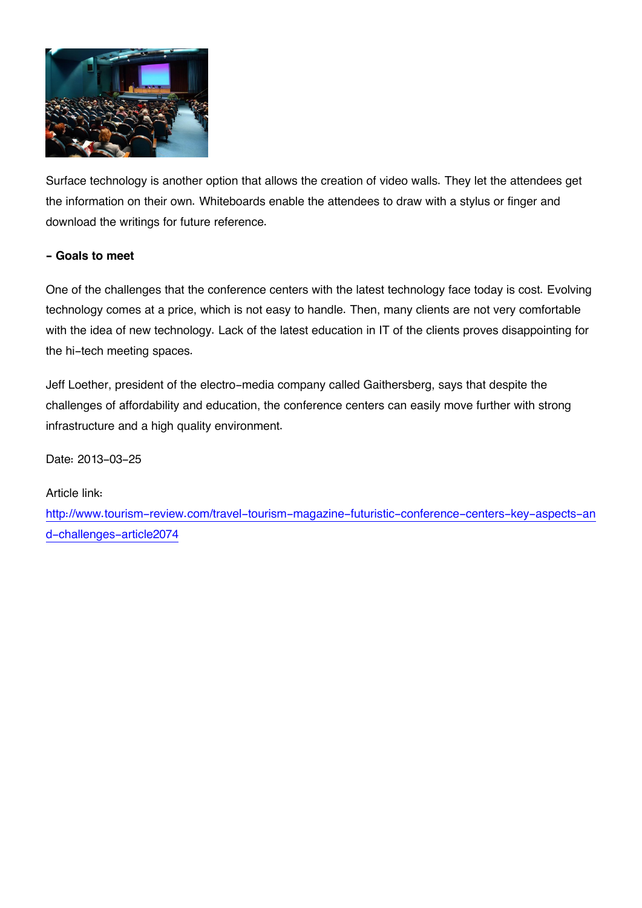Surface technology is another option that allows the creation of video walls. They let the attendees get the information on their own. Whiteboards enable the attendees to draw with a stylus or finger and download the writings for future reference.

**- Goals to meet**

One of the challenges that the conference centers with the latest technology face today is cost. Evolving technology comes at a price, which is not easy to handle. Then, many clients are not very comfortable with the idea of new technology. Lack of the latest education in IT of the clients proves disappointing for the hi-tech meeting spaces.

Jeff Loether, president of the electro-media company called Gaithersberg, says that despite the challenges of affordability and education, the conference centers can easily move further with strong infrastructure and a high quality environment.

Date: 2013-03-25

Article link:
[http://www.tourism-review.com/travel-tourism-magazine-futuristic-conference-centers-key-aspects-and-challenges-article2074](http://www.tourism-review.com/travel-tourism-magazine-futuristic-conference-centers-key-aspects-and-challenges-article2074)